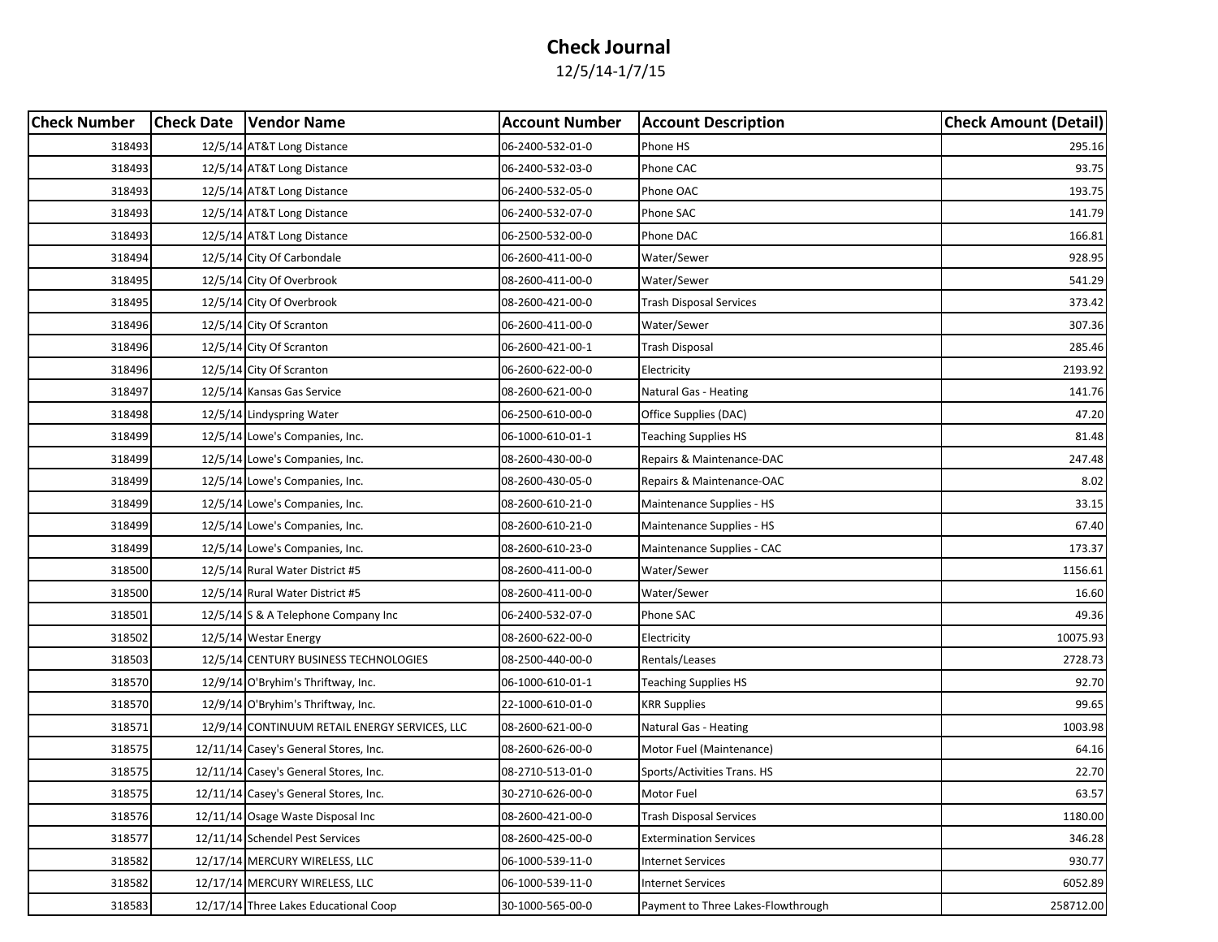# Check Journal

12/5/14-1/7/15

| Check Number | Check Date | Vendor Name | Account Number | Account Description | Check Amount (Detail) |
|---|---|---|---|---|---|
| 318493 | 12/5/14 | AT&T Long Distance | 06-2400-532-01-0 | Phone HS | 295.16 |
| 318493 | 12/5/14 | AT&T Long Distance | 06-2400-532-03-0 | Phone CAC | 93.75 |
| 318493 | 12/5/14 | AT&T Long Distance | 06-2400-532-05-0 | Phone OAC | 193.75 |
| 318493 | 12/5/14 | AT&T Long Distance | 06-2400-532-07-0 | Phone SAC | 141.79 |
| 318493 | 12/5/14 | AT&T Long Distance | 06-2500-532-00-0 | Phone DAC | 166.81 |
| 318494 | 12/5/14 | City Of Carbondale | 06-2600-411-00-0 | Water/Sewer | 928.95 |
| 318495 | 12/5/14 | City Of Overbrook | 08-2600-411-00-0 | Water/Sewer | 541.29 |
| 318495 | 12/5/14 | City Of Overbrook | 08-2600-421-00-0 | Trash Disposal Services | 373.42 |
| 318496 | 12/5/14 | City Of Scranton | 06-2600-411-00-0 | Water/Sewer | 307.36 |
| 318496 | 12/5/14 | City Of Scranton | 06-2600-421-00-1 | Trash Disposal | 285.46 |
| 318496 | 12/5/14 | City Of Scranton | 06-2600-622-00-0 | Electricity | 2193.92 |
| 318497 | 12/5/14 | Kansas Gas Service | 08-2600-621-00-0 | Natural Gas - Heating | 141.76 |
| 318498 | 12/5/14 | Lindyspring Water | 06-2500-610-00-0 | Office Supplies (DAC) | 47.20 |
| 318499 | 12/5/14 | Lowe's Companies, Inc. | 06-1000-610-01-1 | Teaching Supplies HS | 81.48 |
| 318499 | 12/5/14 | Lowe's Companies, Inc. | 08-2600-430-00-0 | Repairs & Maintenance-DAC | 247.48 |
| 318499 | 12/5/14 | Lowe's Companies, Inc. | 08-2600-430-05-0 | Repairs & Maintenance-OAC | 8.02 |
| 318499 | 12/5/14 | Lowe's Companies, Inc. | 08-2600-610-21-0 | Maintenance Supplies - HS | 33.15 |
| 318499 | 12/5/14 | Lowe's Companies, Inc. | 08-2600-610-21-0 | Maintenance Supplies - HS | 67.40 |
| 318499 | 12/5/14 | Lowe's Companies, Inc. | 08-2600-610-23-0 | Maintenance Supplies - CAC | 173.37 |
| 318500 | 12/5/14 | Rural Water District #5 | 08-2600-411-00-0 | Water/Sewer | 1156.61 |
| 318500 | 12/5/14 | Rural Water District #5 | 08-2600-411-00-0 | Water/Sewer | 16.60 |
| 318501 | 12/5/14 | S & A Telephone Company Inc | 06-2400-532-07-0 | Phone SAC | 49.36 |
| 318502 | 12/5/14 | Westar Energy | 08-2600-622-00-0 | Electricity | 10075.93 |
| 318503 | 12/5/14 | CENTURY BUSINESS TECHNOLOGIES | 08-2500-440-00-0 | Rentals/Leases | 2728.73 |
| 318570 | 12/9/14 | O'Bryhim's Thriftway, Inc. | 06-1000-610-01-1 | Teaching Supplies HS | 92.70 |
| 318570 | 12/9/14 | O'Bryhim's Thriftway, Inc. | 22-1000-610-01-0 | KRR Supplies | 99.65 |
| 318571 | 12/9/14 | CONTINUUM RETAIL ENERGY SERVICES, LLC | 08-2600-621-00-0 | Natural Gas - Heating | 1003.98 |
| 318575 | 12/11/14 | Casey's General Stores, Inc. | 08-2600-626-00-0 | Motor Fuel (Maintenance) | 64.16 |
| 318575 | 12/11/14 | Casey's General Stores, Inc. | 08-2710-513-01-0 | Sports/Activities Trans. HS | 22.70 |
| 318575 | 12/11/14 | Casey's General Stores, Inc. | 30-2710-626-00-0 | Motor Fuel | 63.57 |
| 318576 | 12/11/14 | Osage Waste Disposal Inc | 08-2600-421-00-0 | Trash Disposal Services | 1180.00 |
| 318577 | 12/11/14 | Schendel Pest Services | 08-2600-425-00-0 | Extermination Services | 346.28 |
| 318582 | 12/17/14 | MERCURY WIRELESS, LLC | 06-1000-539-11-0 | Internet Services | 930.77 |
| 318582 | 12/17/14 | MERCURY WIRELESS, LLC | 06-1000-539-11-0 | Internet Services | 6052.89 |
| 318583 | 12/17/14 | Three Lakes Educational Coop | 30-1000-565-00-0 | Payment to Three Lakes-Flowthrough | 258712.00 |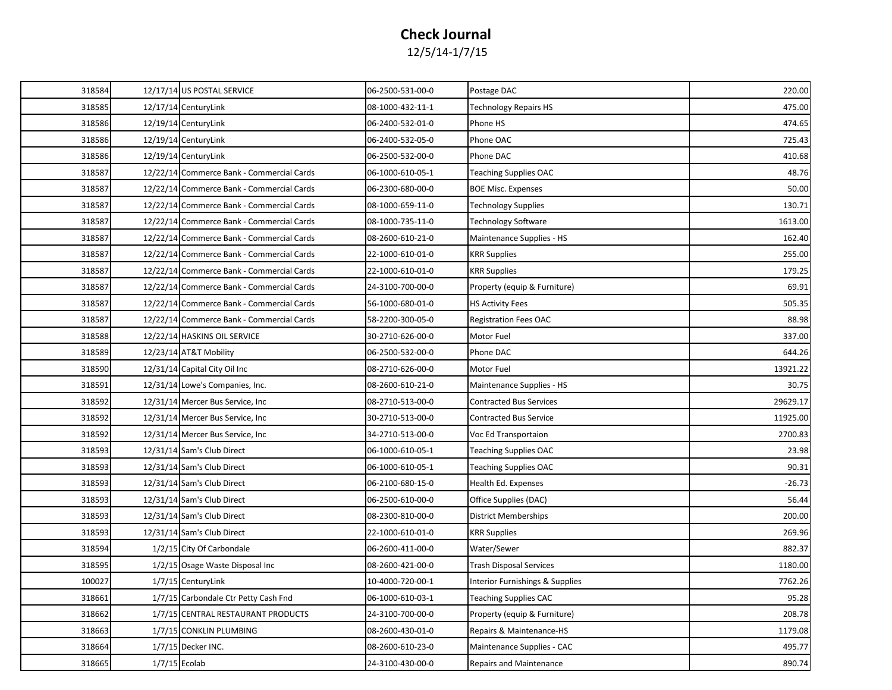# Check Journal

12/5/14-1/7/15

| | | | | | |
|---|---|---|---|---|---|
| 318584 | 12/17/14 | US POSTAL SERVICE | 06-2500-531-00-0 | Postage DAC | 220.00 |
| 318585 | 12/17/14 | CenturyLink | 08-1000-432-11-1 | Technology Repairs HS | 475.00 |
| 318586 | 12/19/14 | CenturyLink | 06-2400-532-01-0 | Phone HS | 474.65 |
| 318586 | 12/19/14 | CenturyLink | 06-2400-532-05-0 | Phone OAC | 725.43 |
| 318586 | 12/19/14 | CenturyLink | 06-2500-532-00-0 | Phone DAC | 410.68 |
| 318587 | 12/22/14 | Commerce Bank - Commercial Cards | 06-1000-610-05-1 | Teaching Supplies OAC | 48.76 |
| 318587 | 12/22/14 | Commerce Bank - Commercial Cards | 06-2300-680-00-0 | BOE Misc. Expenses | 50.00 |
| 318587 | 12/22/14 | Commerce Bank - Commercial Cards | 08-1000-659-11-0 | Technology Supplies | 130.71 |
| 318587 | 12/22/14 | Commerce Bank - Commercial Cards | 08-1000-735-11-0 | Technology Software | 1613.00 |
| 318587 | 12/22/14 | Commerce Bank - Commercial Cards | 08-2600-610-21-0 | Maintenance Supplies - HS | 162.40 |
| 318587 | 12/22/14 | Commerce Bank - Commercial Cards | 22-1000-610-01-0 | KRR Supplies | 255.00 |
| 318587 | 12/22/14 | Commerce Bank - Commercial Cards | 22-1000-610-01-0 | KRR Supplies | 179.25 |
| 318587 | 12/22/14 | Commerce Bank - Commercial Cards | 24-3100-700-00-0 | Property (equip & Furniture) | 69.91 |
| 318587 | 12/22/14 | Commerce Bank - Commercial Cards | 56-1000-680-01-0 | HS Activity Fees | 505.35 |
| 318587 | 12/22/14 | Commerce Bank - Commercial Cards | 58-2200-300-05-0 | Registration Fees OAC | 88.98 |
| 318588 | 12/22/14 | HASKINS OIL SERVICE | 30-2710-626-00-0 | Motor Fuel | 337.00 |
| 318589 | 12/23/14 | AT&T Mobility | 06-2500-532-00-0 | Phone DAC | 644.26 |
| 318590 | 12/31/14 | Capital City Oil Inc | 08-2710-626-00-0 | Motor Fuel | 13921.22 |
| 318591 | 12/31/14 | Lowe's Companies, Inc. | 08-2600-610-21-0 | Maintenance Supplies - HS | 30.75 |
| 318592 | 12/31/14 | Mercer Bus Service, Inc | 08-2710-513-00-0 | Contracted Bus Services | 29629.17 |
| 318592 | 12/31/14 | Mercer Bus Service, Inc | 30-2710-513-00-0 | Contracted Bus Service | 11925.00 |
| 318592 | 12/31/14 | Mercer Bus Service, Inc | 34-2710-513-00-0 | Voc Ed Transportaion | 2700.83 |
| 318593 | 12/31/14 | Sam's Club Direct | 06-1000-610-05-1 | Teaching Supplies OAC | 23.98 |
| 318593 | 12/31/14 | Sam's Club Direct | 06-1000-610-05-1 | Teaching Supplies OAC | 90.31 |
| 318593 | 12/31/14 | Sam's Club Direct | 06-2100-680-15-0 | Health Ed. Expenses | -26.73 |
| 318593 | 12/31/14 | Sam's Club Direct | 06-2500-610-00-0 | Office Supplies (DAC) | 56.44 |
| 318593 | 12/31/14 | Sam's Club Direct | 08-2300-810-00-0 | District Memberships | 200.00 |
| 318593 | 12/31/14 | Sam's Club Direct | 22-1000-610-01-0 | KRR Supplies | 269.96 |
| 318594 | 1/2/15 | City Of Carbondale | 06-2600-411-00-0 | Water/Sewer | 882.37 |
| 318595 | 1/2/15 | Osage Waste Disposal Inc | 08-2600-421-00-0 | Trash Disposal Services | 1180.00 |
| 100027 | 1/7/15 | CenturyLink | 10-4000-720-00-1 | Interior Furnishings & Supplies | 7762.26 |
| 318661 | 1/7/15 | Carbondale Ctr Petty Cash Fnd | 06-1000-610-03-1 | Teaching Supplies CAC | 95.28 |
| 318662 | 1/7/15 | CENTRAL RESTAURANT PRODUCTS | 24-3100-700-00-0 | Property (equip & Furniture) | 208.78 |
| 318663 | 1/7/15 | CONKLIN PLUMBING | 08-2600-430-01-0 | Repairs & Maintenance-HS | 1179.08 |
| 318664 | 1/7/15 | Decker INC. | 08-2600-610-23-0 | Maintenance Supplies - CAC | 495.77 |
| 318665 | 1/7/15 | Ecolab | 24-3100-430-00-0 | Repairs and Maintenance | 890.74 |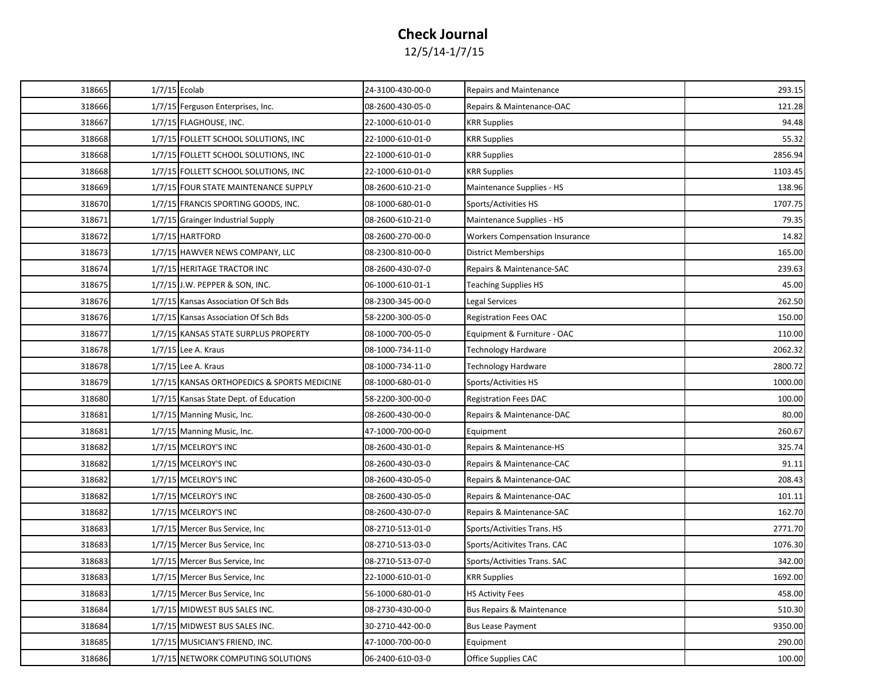# Check Journal

12/5/14-1/7/15

| Check # | Date | Vendor | Account | Description | Amount |
|---|---|---|---|---|---|
| 318665 | 1/7/15 | Ecolab | 24-3100-430-00-0 | Repairs and Maintenance | 293.15 |
| 318666 | 1/7/15 | Ferguson Enterprises, Inc. | 08-2600-430-05-0 | Repairs & Maintenance-OAC | 121.28 |
| 318667 | 1/7/15 | FLAGHOUSE, INC. | 22-1000-610-01-0 | KRR Supplies | 94.48 |
| 318668 | 1/7/15 | FOLLETT SCHOOL SOLUTIONS, INC | 22-1000-610-01-0 | KRR Supplies | 55.32 |
| 318668 | 1/7/15 | FOLLETT SCHOOL SOLUTIONS, INC | 22-1000-610-01-0 | KRR Supplies | 2856.94 |
| 318668 | 1/7/15 | FOLLETT SCHOOL SOLUTIONS, INC | 22-1000-610-01-0 | KRR Supplies | 1103.45 |
| 318669 | 1/7/15 | FOUR STATE MAINTENANCE SUPPLY | 08-2600-610-21-0 | Maintenance Supplies - HS | 138.96 |
| 318670 | 1/7/15 | FRANCIS SPORTING GOODS, INC. | 08-1000-680-01-0 | Sports/Activities HS | 1707.75 |
| 318671 | 1/7/15 | Grainger Industrial Supply | 08-2600-610-21-0 | Maintenance Supplies - HS | 79.35 |
| 318672 | 1/7/15 | HARTFORD | 08-2600-270-00-0 | Workers Compensation Insurance | 14.82 |
| 318673 | 1/7/15 | HAWVER NEWS COMPANY, LLC | 08-2300-810-00-0 | District Memberships | 165.00 |
| 318674 | 1/7/15 | HERITAGE TRACTOR INC | 08-2600-430-07-0 | Repairs & Maintenance-SAC | 239.63 |
| 318675 | 1/7/15 | J.W. PEPPER & SON, INC. | 06-1000-610-01-1 | Teaching Supplies HS | 45.00 |
| 318676 | 1/7/15 | Kansas Association Of Sch Bds | 08-2300-345-00-0 | Legal Services | 262.50 |
| 318676 | 1/7/15 | Kansas Association Of Sch Bds | 58-2200-300-05-0 | Registration Fees OAC | 150.00 |
| 318677 | 1/7/15 | KANSAS STATE SURPLUS PROPERTY | 08-1000-700-05-0 | Equipment & Furniture - OAC | 110.00 |
| 318678 | 1/7/15 | Lee A. Kraus | 08-1000-734-11-0 | Technology Hardware | 2062.32 |
| 318678 | 1/7/15 | Lee A. Kraus | 08-1000-734-11-0 | Technology Hardware | 2800.72 |
| 318679 | 1/7/15 | KANSAS ORTHOPEDICS & SPORTS MEDICINE | 08-1000-680-01-0 | Sports/Activities HS | 1000.00 |
| 318680 | 1/7/15 | Kansas State Dept. of Education | 58-2200-300-00-0 | Registration Fees DAC | 100.00 |
| 318681 | 1/7/15 | Manning Music, Inc. | 08-2600-430-00-0 | Repairs & Maintenance-DAC | 80.00 |
| 318681 | 1/7/15 | Manning Music, Inc. | 47-1000-700-00-0 | Equipment | 260.67 |
| 318682 | 1/7/15 | MCELROY'S INC | 08-2600-430-01-0 | Repairs & Maintenance-HS | 325.74 |
| 318682 | 1/7/15 | MCELROY'S INC | 08-2600-430-03-0 | Repairs & Maintenance-CAC | 91.11 |
| 318682 | 1/7/15 | MCELROY'S INC | 08-2600-430-05-0 | Repairs & Maintenance-OAC | 208.43 |
| 318682 | 1/7/15 | MCELROY'S INC | 08-2600-430-05-0 | Repairs & Maintenance-OAC | 101.11 |
| 318682 | 1/7/15 | MCELROY'S INC | 08-2600-430-07-0 | Repairs & Maintenance-SAC | 162.70 |
| 318683 | 1/7/15 | Mercer Bus Service, Inc | 08-2710-513-01-0 | Sports/Activities Trans. HS | 2771.70 |
| 318683 | 1/7/15 | Mercer Bus Service, Inc | 08-2710-513-03-0 | Sports/Acitivites Trans. CAC | 1076.30 |
| 318683 | 1/7/15 | Mercer Bus Service, Inc | 08-2710-513-07-0 | Sports/Activities Trans. SAC | 342.00 |
| 318683 | 1/7/15 | Mercer Bus Service, Inc | 22-1000-610-01-0 | KRR Supplies | 1692.00 |
| 318683 | 1/7/15 | Mercer Bus Service, Inc | 56-1000-680-01-0 | HS Activity Fees | 458.00 |
| 318684 | 1/7/15 | MIDWEST BUS SALES INC. | 08-2730-430-00-0 | Bus Repairs & Maintenance | 510.30 |
| 318684 | 1/7/15 | MIDWEST BUS SALES INC. | 30-2710-442-00-0 | Bus Lease Payment | 9350.00 |
| 318685 | 1/7/15 | MUSICIAN'S FRIEND, INC. | 47-1000-700-00-0 | Equipment | 290.00 |
| 318686 | 1/7/15 | NETWORK COMPUTING SOLUTIONS | 06-2400-610-03-0 | Office Supplies CAC | 100.00 |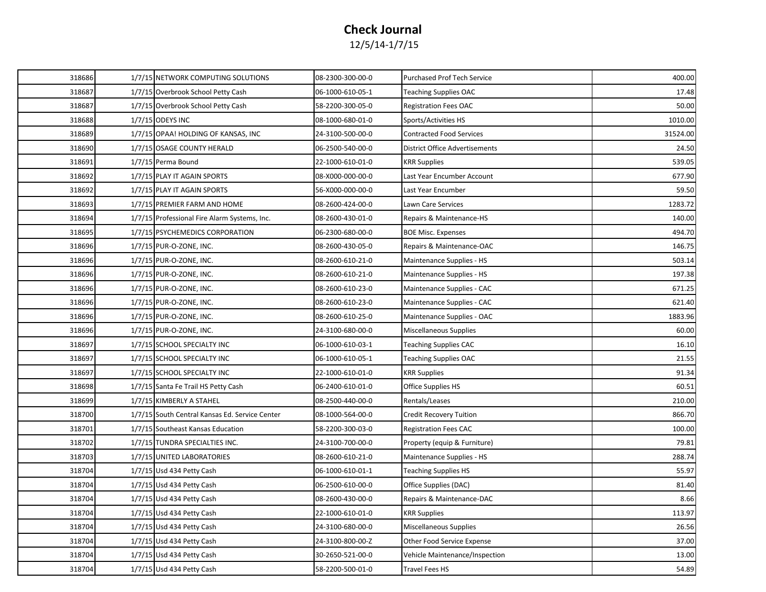# Check Journal

12/5/14-1/7/15

| | | | | | |
|---|---|---|---|---|---|
| 318686 | 1/7/15 | NETWORK COMPUTING SOLUTIONS | 08-2300-300-00-0 | Purchased Prof Tech Service | 400.00 |
| 318687 | 1/7/15 | Overbrook School Petty Cash | 06-1000-610-05-1 | Teaching Supplies OAC | 17.48 |
| 318687 | 1/7/15 | Overbrook School Petty Cash | 58-2200-300-05-0 | Registration Fees OAC | 50.00 |
| 318688 | 1/7/15 | ODEYS INC | 08-1000-680-01-0 | Sports/Activities HS | 1010.00 |
| 318689 | 1/7/15 | OPAA! HOLDING OF KANSAS, INC | 24-3100-500-00-0 | Contracted Food Services | 31524.00 |
| 318690 | 1/7/15 | OSAGE COUNTY HERALD | 06-2500-540-00-0 | District Office Advertisements | 24.50 |
| 318691 | 1/7/15 | Perma Bound | 22-1000-610-01-0 | KRR Supplies | 539.05 |
| 318692 | 1/7/15 | PLAY IT AGAIN SPORTS | 08-X000-000-00-0 | Last Year Encumber Account | 677.90 |
| 318692 | 1/7/15 | PLAY IT AGAIN SPORTS | 56-X000-000-00-0 | Last Year Encumber | 59.50 |
| 318693 | 1/7/15 | PREMIER FARM AND HOME | 08-2600-424-00-0 | Lawn Care Services | 1283.72 |
| 318694 | 1/7/15 | Professional Fire Alarm Systems, Inc. | 08-2600-430-01-0 | Repairs & Maintenance-HS | 140.00 |
| 318695 | 1/7/15 | PSYCHEMEDICS CORPORATION | 06-2300-680-00-0 | BOE Misc. Expenses | 494.70 |
| 318696 | 1/7/15 | PUR-O-ZONE, INC. | 08-2600-430-05-0 | Repairs & Maintenance-OAC | 146.75 |
| 318696 | 1/7/15 | PUR-O-ZONE, INC. | 08-2600-610-21-0 | Maintenance Supplies - HS | 503.14 |
| 318696 | 1/7/15 | PUR-O-ZONE, INC. | 08-2600-610-21-0 | Maintenance Supplies - HS | 197.38 |
| 318696 | 1/7/15 | PUR-O-ZONE, INC. | 08-2600-610-23-0 | Maintenance Supplies - CAC | 671.25 |
| 318696 | 1/7/15 | PUR-O-ZONE, INC. | 08-2600-610-23-0 | Maintenance Supplies - CAC | 621.40 |
| 318696 | 1/7/15 | PUR-O-ZONE, INC. | 08-2600-610-25-0 | Maintenance Supplies - OAC | 1883.96 |
| 318696 | 1/7/15 | PUR-O-ZONE, INC. | 24-3100-680-00-0 | Miscellaneous Supplies | 60.00 |
| 318697 | 1/7/15 | SCHOOL SPECIALTY INC | 06-1000-610-03-1 | Teaching Supplies CAC | 16.10 |
| 318697 | 1/7/15 | SCHOOL SPECIALTY INC | 06-1000-610-05-1 | Teaching Supplies OAC | 21.55 |
| 318697 | 1/7/15 | SCHOOL SPECIALTY INC | 22-1000-610-01-0 | KRR Supplies | 91.34 |
| 318698 | 1/7/15 | Santa Fe Trail HS Petty Cash | 06-2400-610-01-0 | Office Supplies HS | 60.51 |
| 318699 | 1/7/15 | KIMBERLY A STAHEL | 08-2500-440-00-0 | Rentals/Leases | 210.00 |
| 318700 | 1/7/15 | South Central Kansas Ed. Service Center | 08-1000-564-00-0 | Credit Recovery Tuition | 866.70 |
| 318701 | 1/7/15 | Southeast Kansas Education | 58-2200-300-03-0 | Registration Fees CAC | 100.00 |
| 318702 | 1/7/15 | TUNDRA SPECIALTIES INC. | 24-3100-700-00-0 | Property (equip & Furniture) | 79.81 |
| 318703 | 1/7/15 | UNITED LABORATORIES | 08-2600-610-21-0 | Maintenance Supplies - HS | 288.74 |
| 318704 | 1/7/15 | Usd 434 Petty Cash | 06-1000-610-01-1 | Teaching Supplies HS | 55.97 |
| 318704 | 1/7/15 | Usd 434 Petty Cash | 06-2500-610-00-0 | Office Supplies (DAC) | 81.40 |
| 318704 | 1/7/15 | Usd 434 Petty Cash | 08-2600-430-00-0 | Repairs & Maintenance-DAC | 8.66 |
| 318704 | 1/7/15 | Usd 434 Petty Cash | 22-1000-610-01-0 | KRR Supplies | 113.97 |
| 318704 | 1/7/15 | Usd 434 Petty Cash | 24-3100-680-00-0 | Miscellaneous Supplies | 26.56 |
| 318704 | 1/7/15 | Usd 434 Petty Cash | 24-3100-800-00-Z | Other Food Service Expense | 37.00 |
| 318704 | 1/7/15 | Usd 434 Petty Cash | 30-2650-521-00-0 | Vehicle Maintenance/Inspection | 13.00 |
| 318704 | 1/7/15 | Usd 434 Petty Cash | 58-2200-500-01-0 | Travel Fees HS | 54.89 |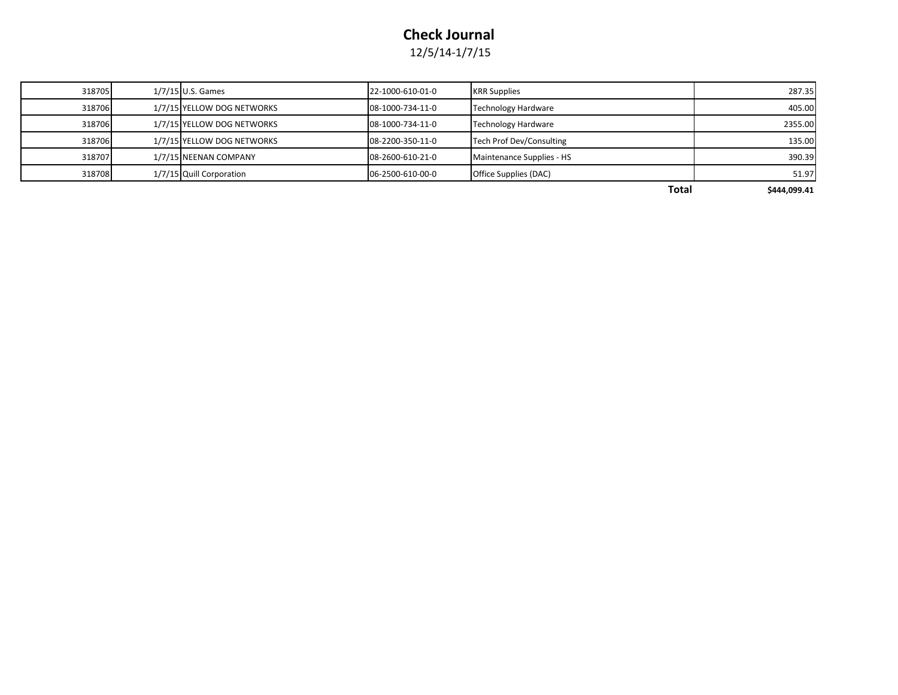# Check Journal

12/5/14-1/7/15

| | | | | | |
|---|---|---|---|---|---|
| 318705 | 1/7/15 | U.S. Games | 22-1000-610-01-0 | KRR Supplies | 287.35 |
| 318706 | 1/7/15 | YELLOW DOG NETWORKS | 08-1000-734-11-0 | Technology Hardware | 405.00 |
| 318706 | 1/7/15 | YELLOW DOG NETWORKS | 08-1000-734-11-0 | Technology Hardware | 2355.00 |
| 318706 | 1/7/15 | YELLOW DOG NETWORKS | 08-2200-350-11-0 | Tech Prof Dev/Consulting | 135.00 |
| 318707 | 1/7/15 | NEENAN COMPANY | 08-2600-610-21-0 | Maintenance Supplies - HS | 390.39 |
| 318708 | 1/7/15 | Quill Corporation | 06-2500-610-00-0 | Office Supplies (DAC) | 51.97 |
| | | | | **Total** | **$444,099.41** |